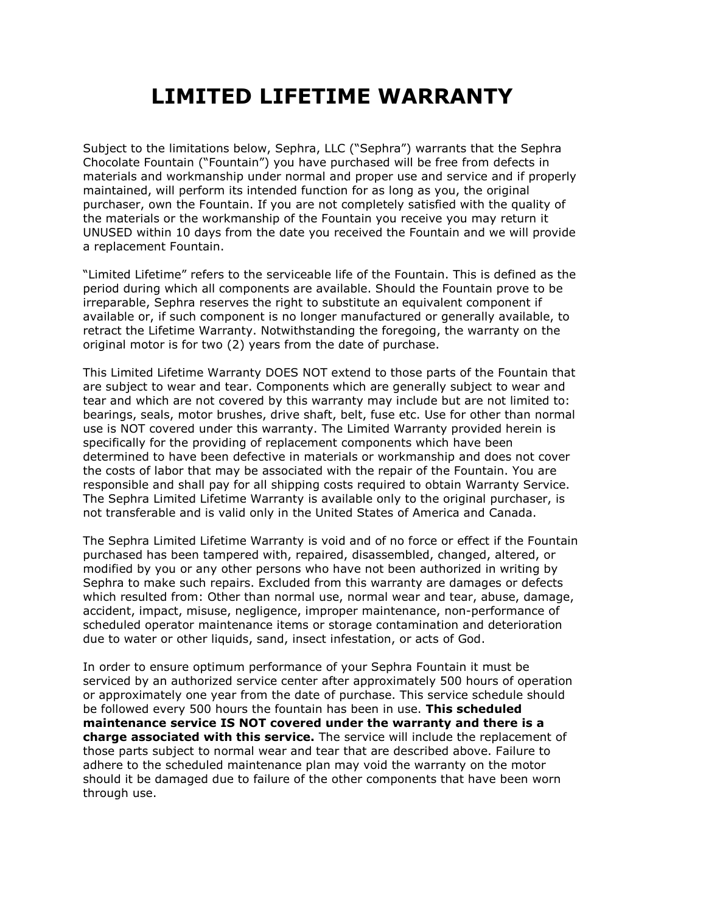# LIMITED LIFETIME WARRANTY

Subject to the limitations below, Sephra, LLC ("Sephra") warrants that the Sephra Chocolate Fountain ("Fountain") you have purchased will be free from defects in materials and workmanship under normal and proper use and service and if properly maintained, will perform its intended function for as long as you, the original purchaser, own the Fountain. If you are not completely satisfied with the quality of the materials or the workmanship of the Fountain you receive you may return it UNUSED within 10 days from the date you received the Fountain and we will provide a replacement Fountain.

"Limited Lifetime" refers to the serviceable life of the Fountain. This is defined as the period during which all components are available. Should the Fountain prove to be irreparable, Sephra reserves the right to substitute an equivalent component if available or, if such component is no longer manufactured or generally available, to retract the Lifetime Warranty. Notwithstanding the foregoing, the warranty on the original motor is for two (2) years from the date of purchase.

This Limited Lifetime Warranty DOES NOT extend to those parts of the Fountain that are subject to wear and tear. Components which are generally subject to wear and tear and which are not covered by this warranty may include but are not limited to: bearings, seals, motor brushes, drive shaft, belt, fuse etc. Use for other than normal use is NOT covered under this warranty. The Limited Warranty provided herein is specifically for the providing of replacement components which have been determined to have been defective in materials or workmanship and does not cover the costs of labor that may be associated with the repair of the Fountain. You are responsible and shall pay for all shipping costs required to obtain Warranty Service. The Sephra Limited Lifetime Warranty is available only to the original purchaser, is not transferable and is valid only in the United States of America and Canada.

The Sephra Limited Lifetime Warranty is void and of no force or effect if the Fountain purchased has been tampered with, repaired, disassembled, changed, altered, or modified by you or any other persons who have not been authorized in writing by Sephra to make such repairs. Excluded from this warranty are damages or defects which resulted from: Other than normal use, normal wear and tear, abuse, damage, accident, impact, misuse, negligence, improper maintenance, non-performance of scheduled operator maintenance items or storage contamination and deterioration due to water or other liquids, sand, insect infestation, or acts of God.

In order to ensure optimum performance of your Sephra Fountain it must be serviced by an authorized service center after approximately 500 hours of operation or approximately one year from the date of purchase. This service schedule should be followed every 500 hours the fountain has been in use. **This scheduled maintenance service IS NOT covered under the warranty and there is a charge associated with this service.** The service will include the replacement of those parts subject to normal wear and tear that are described above. Failure to adhere to the scheduled maintenance plan may void the warranty on the motor should it be damaged due to failure of the other components that have been worn through use.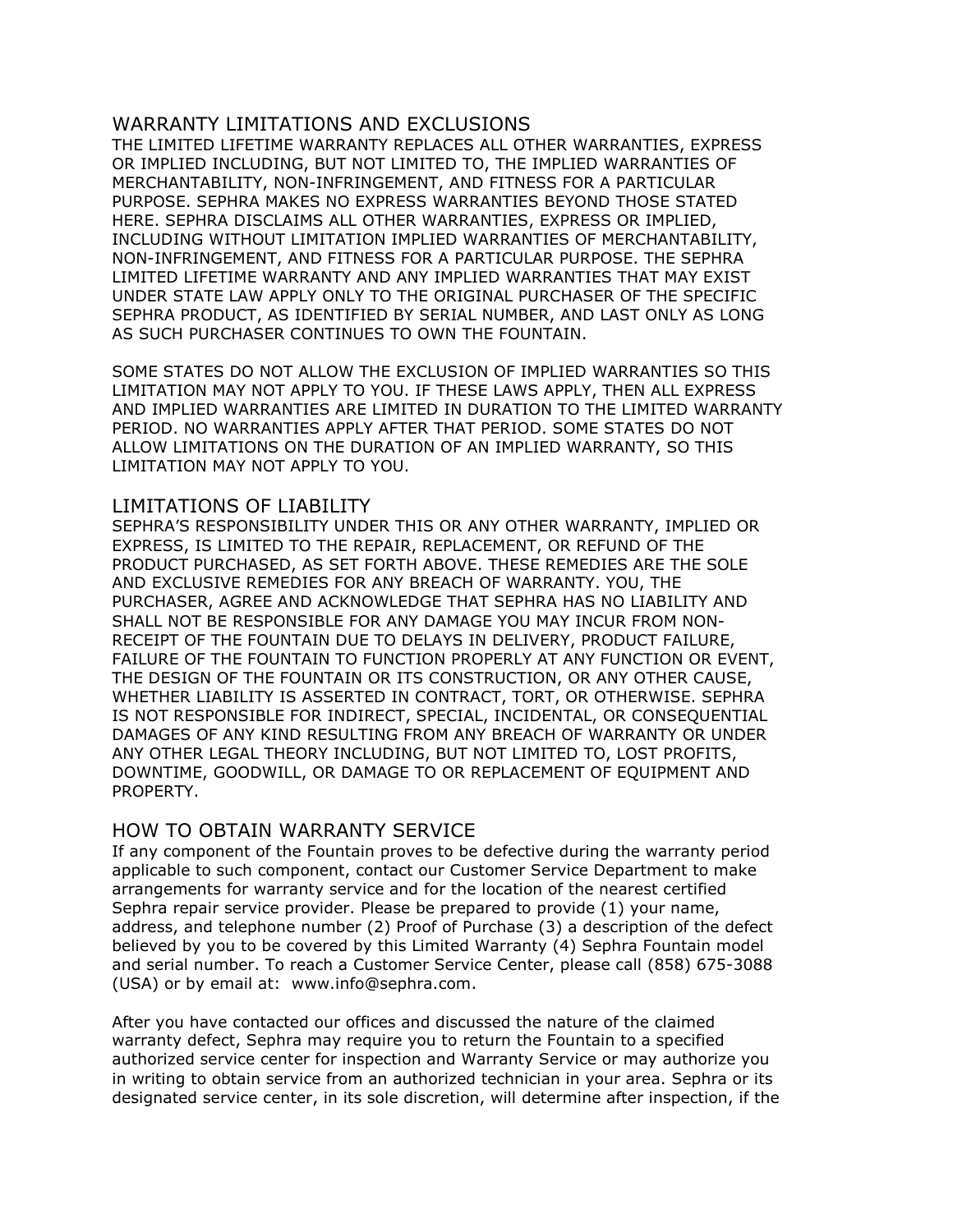## WARRANTY LIMITATIONS AND EXCLUSIONS

THE LIMITED LIFETIME WARRANTY REPLACES ALL OTHER WARRANTIES, EXPRESS OR IMPLIED INCLUDING, BUT NOT LIMITED TO, THE IMPLIED WARRANTIES OF MERCHANTABILITY, NON-INFRINGEMENT, AND FITNESS FOR A PARTICULAR PURPOSE. SEPHRA MAKES NO EXPRESS WARRANTIES BEYOND THOSE STATED HERE. SEPHRA DISCLAIMS ALL OTHER WARRANTIES, EXPRESS OR IMPLIED, INCLUDING WITHOUT LIMITATION IMPLIED WARRANTIES OF MERCHANTABILITY, NON-INFRINGEMENT, AND FITNESS FOR A PARTICULAR PURPOSE. THE SEPHRA LIMITED LIFETIME WARRANTY AND ANY IMPLIED WARRANTIES THAT MAY EXIST UNDER STATE LAW APPLY ONLY TO THE ORIGINAL PURCHASER OF THE SPECIFIC SEPHRA PRODUCT, AS IDENTIFIED BY SERIAL NUMBER, AND LAST ONLY AS LONG AS SUCH PURCHASER CONTINUES TO OWN THE FOUNTAIN.

SOME STATES DO NOT ALLOW THE EXCLUSION OF IMPLIED WARRANTIES SO THIS LIMITATION MAY NOT APPLY TO YOU. IF THESE LAWS APPLY, THEN ALL EXPRESS AND IMPLIED WARRANTIES ARE LIMITED IN DURATION TO THE LIMITED WARRANTY PERIOD. NO WARRANTIES APPLY AFTER THAT PERIOD. SOME STATES DO NOT ALLOW LIMITATIONS ON THE DURATION OF AN IMPLIED WARRANTY, SO THIS LIMITATION MAY NOT APPLY TO YOU.

## LIMITATIONS OF LIABILITY

SEPHRA'S RESPONSIBILITY UNDER THIS OR ANY OTHER WARRANTY, IMPLIED OR EXPRESS, IS LIMITED TO THE REPAIR, REPLACEMENT, OR REFUND OF THE PRODUCT PURCHASED, AS SET FORTH ABOVE. THESE REMEDIES ARE THE SOLE AND EXCLUSIVE REMEDIES FOR ANY BREACH OF WARRANTY. YOU, THE PURCHASER, AGREE AND ACKNOWLEDGE THAT SEPHRA HAS NO LIABILITY AND SHALL NOT BE RESPONSIBLE FOR ANY DAMAGE YOU MAY INCUR FROM NON-RECEIPT OF THE FOUNTAIN DUE TO DELAYS IN DELIVERY, PRODUCT FAILURE, FAILURE OF THE FOUNTAIN TO FUNCTION PROPERLY AT ANY FUNCTION OR EVENT, THE DESIGN OF THE FOUNTAIN OR ITS CONSTRUCTION, OR ANY OTHER CAUSE, WHETHER LIABILITY IS ASSERTED IN CONTRACT, TORT, OR OTHERWISE. SEPHRA IS NOT RESPONSIBLE FOR INDIRECT, SPECIAL, INCIDENTAL, OR CONSEQUENTIAL DAMAGES OF ANY KIND RESULTING FROM ANY BREACH OF WARRANTY OR UNDER ANY OTHER LEGAL THEORY INCLUDING, BUT NOT LIMITED TO, LOST PROFITS, DOWNTIME, GOODWILL, OR DAMAGE TO OR REPLACEMENT OF EQUIPMENT AND PROPERTY.

## HOW TO OBTAIN WARRANTY SERVICE

If any component of the Fountain proves to be defective during the warranty period applicable to such component, contact our Customer Service Department to make arrangements for warranty service and for the location of the nearest certified Sephra repair service provider. Please be prepared to provide (1) your name, address, and telephone number (2) Proof of Purchase (3) a description of the defect believed by you to be covered by this Limited Warranty (4) Sephra Fountain model and serial number. To reach a Customer Service Center, please call (858) 675-3088 (USA) or by email at: www.info@sephra.com.

After you have contacted our offices and discussed the nature of the claimed warranty defect, Sephra may require you to return the Fountain to a specified authorized service center for inspection and Warranty Service or may authorize you in writing to obtain service from an authorized technician in your area. Sephra or its designated service center, in its sole discretion, will determine after inspection, if the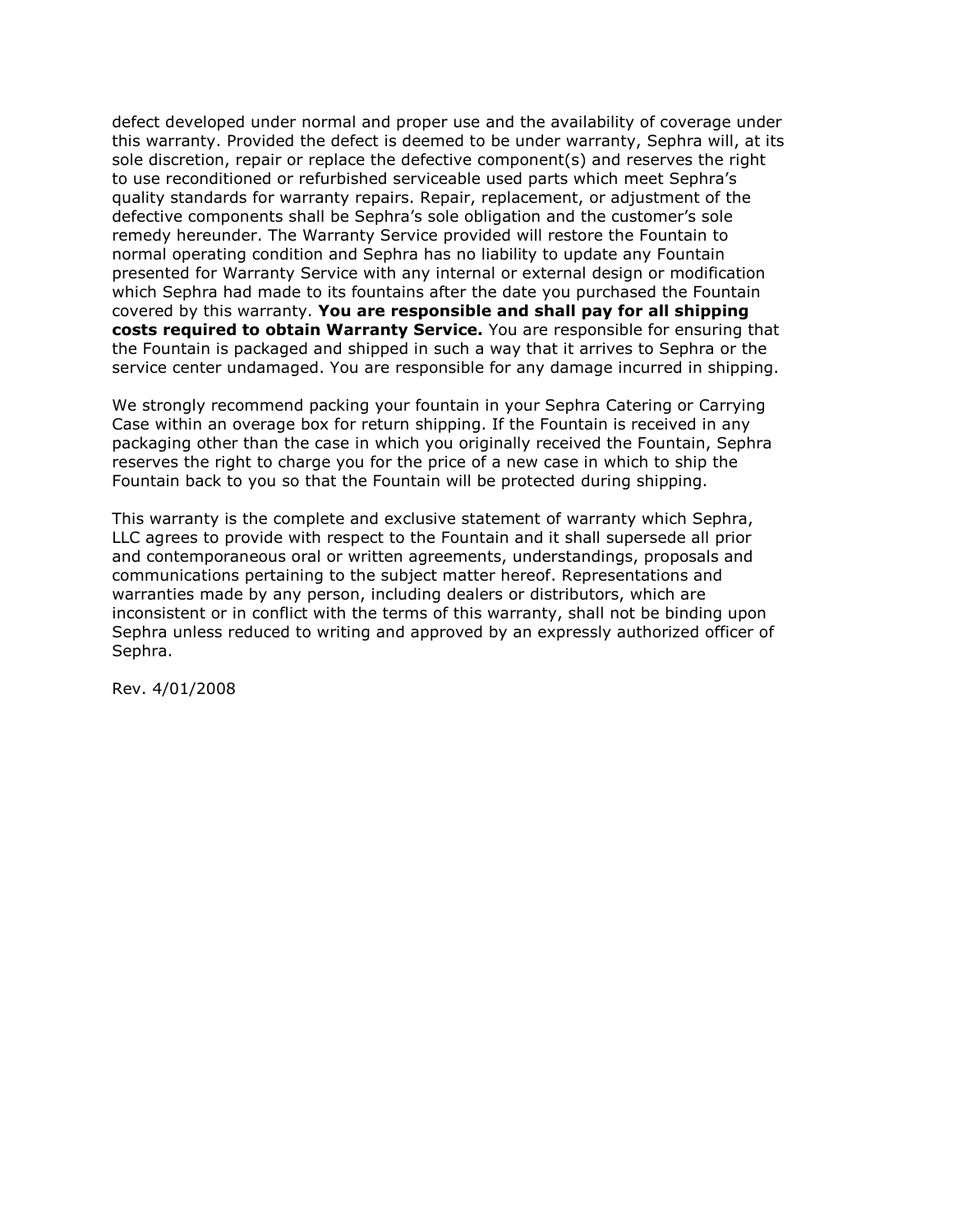defect developed under normal and proper use and the availability of coverage under this warranty. Provided the defect is deemed to be under warranty, Sephra will, at its sole discretion, repair or replace the defective component(s) and reserves the right to use reconditioned or refurbished serviceable used parts which meet Sephra's quality standards for warranty repairs. Repair, replacement, or adjustment of the defective components shall be Sephra's sole obligation and the customer's sole remedy hereunder. The Warranty Service provided will restore the Fountain to normal operating condition and Sephra has no liability to update any Fountain presented for Warranty Service with any internal or external design or modification which Sephra had made to its fountains after the date you purchased the Fountain covered by this warranty. **You are responsible and shall pay for all shipping costs required to obtain Warranty Service.** You are responsible for ensuring that the Fountain is packaged and shipped in such a way that it arrives to Sephra or the service center undamaged. You are responsible for any damage incurred in shipping.

We strongly recommend packing your fountain in your Sephra Catering or Carrying Case within an overage box for return shipping. If the Fountain is received in any packaging other than the case in which you originally received the Fountain, Sephra reserves the right to charge you for the price of a new case in which to ship the Fountain back to you so that the Fountain will be protected during shipping.

This warranty is the complete and exclusive statement of warranty which Sephra, LLC agrees to provide with respect to the Fountain and it shall supersede all prior and contemporaneous oral or written agreements, understandings, proposals and communications pertaining to the subject matter hereof. Representations and warranties made by any person, including dealers or distributors, which are inconsistent or in conflict with the terms of this warranty, shall not be binding upon Sephra unless reduced to writing and approved by an expressly authorized officer of Sephra.

Rev. 4/01/2008